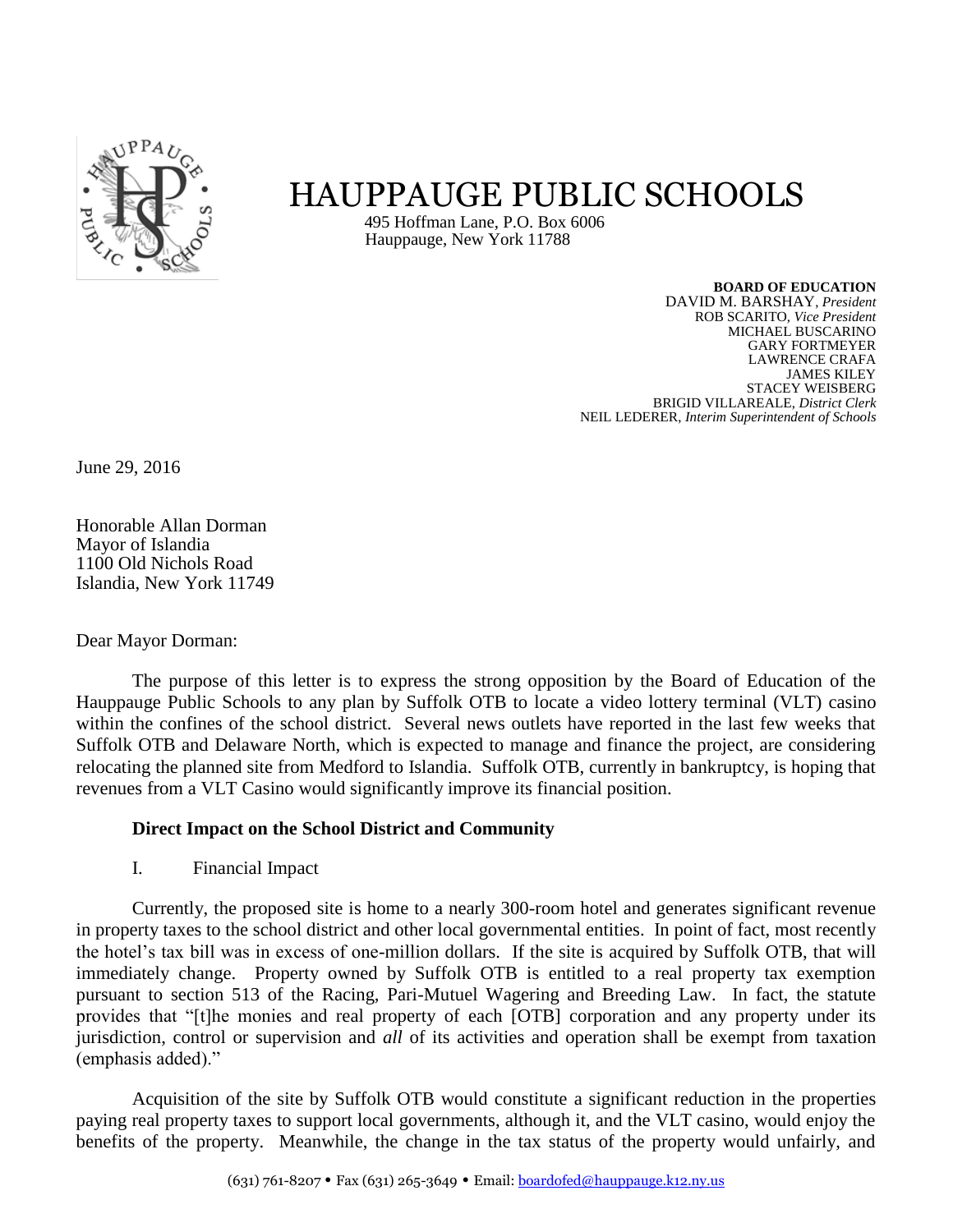# HAUPPAUGE PUBLIC SCHOOLS

495 Hoffman Lane, P.O. Box 6006
Hauppauge, New York 11788

**BOARD OF EDUCATION**
DAVID M. BARSHAY, *President*
ROB SCARITO, *Vice President*
MICHAEL BUSCARINO
GARY FORTMEYER
LAWRENCE CRAFA
JAMES KILEY
STACEY WEISBERG
BRIGID VILLAREALE, *District Clerk*
NEIL LEDERER, *Interim Superintendent of Schools*

June 29, 2016

Honorable Allan Dorman
Mayor of Islandia
1100 Old Nichols Road
Islandia, New York 11749

Dear Mayor Dorman:

The purpose of this letter is to express the strong opposition by the Board of Education of the Hauppauge Public Schools to any plan by Suffolk OTB to locate a video lottery terminal (VLT) casino within the confines of the school district. Several news outlets have reported in the last few weeks that Suffolk OTB and Delaware North, which is expected to manage and finance the project, are considering relocating the planned site from Medford to Islandia. Suffolk OTB, currently in bankruptcy, is hoping that revenues from a VLT Casino would significantly improve its financial position.

**Direct Impact on the School District and Community**

I. Financial Impact

Currently, the proposed site is home to a nearly 300-room hotel and generates significant revenue in property taxes to the school district and other local governmental entities. In point of fact, most recently the hotel's tax bill was in excess of one-million dollars. If the site is acquired by Suffolk OTB, that will immediately change. Property owned by Suffolk OTB is entitled to a real property tax exemption pursuant to section 513 of the Racing, Pari-Mutuel Wagering and Breeding Law. In fact, the statute provides that "[t]he monies and real property of each [OTB] corporation and any property under its jurisdiction, control or supervision and *all* of its activities and operation shall be exempt from taxation (emphasis added)."

Acquisition of the site by Suffolk OTB would constitute a significant reduction in the properties paying real property taxes to support local governments, although it, and the VLT casino, would enjoy the benefits of the property. Meanwhile, the change in the tax status of the property would unfairly, and

(631) 761-8207 • Fax (631) 265-3649 • Email: boardofed@hauppauge.k12.ny.us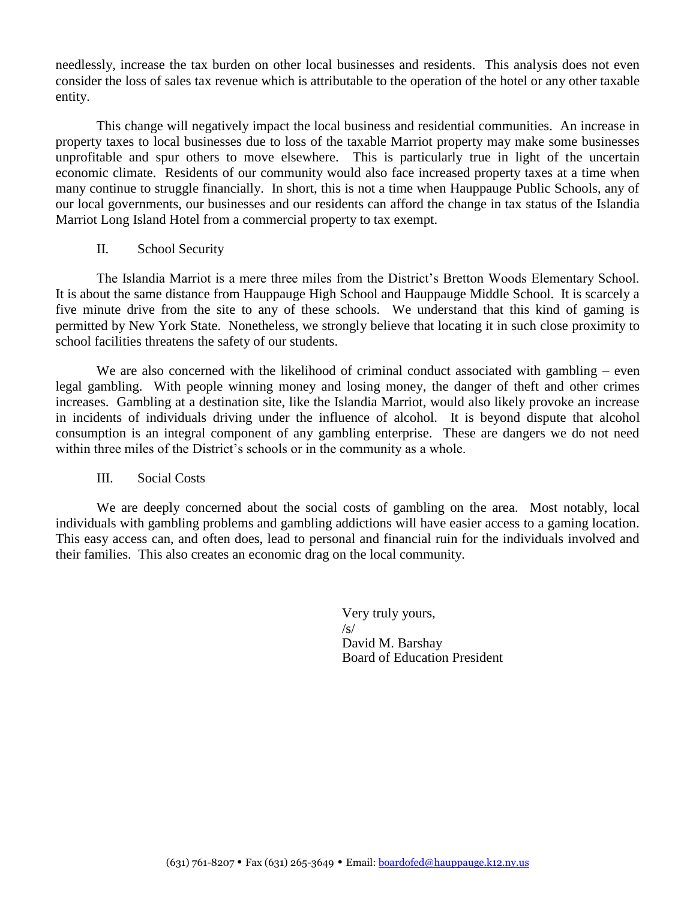needlessly, increase the tax burden on other local businesses and residents. This analysis does not even consider the loss of sales tax revenue which is attributable to the operation of the hotel or any other taxable entity.

This change will negatively impact the local business and residential communities. An increase in property taxes to local businesses due to loss of the taxable Marriot property may make some businesses unprofitable and spur others to move elsewhere. This is particularly true in light of the uncertain economic climate. Residents of our community would also face increased property taxes at a time when many continue to struggle financially. In short, this is not a time when Hauppauge Public Schools, any of our local governments, our businesses and our residents can afford the change in tax status of the Islandia Marriot Long Island Hotel from a commercial property to tax exempt.

II. School Security

The Islandia Marriot is a mere three miles from the District's Bretton Woods Elementary School. It is about the same distance from Hauppauge High School and Hauppauge Middle School. It is scarcely a five minute drive from the site to any of these schools. We understand that this kind of gaming is permitted by New York State. Nonetheless, we strongly believe that locating it in such close proximity to school facilities threatens the safety of our students.

We are also concerned with the likelihood of criminal conduct associated with gambling – even legal gambling. With people winning money and losing money, the danger of theft and other crimes increases. Gambling at a destination site, like the Islandia Marriot, would also likely provoke an increase in incidents of individuals driving under the influence of alcohol. It is beyond dispute that alcohol consumption is an integral component of any gambling enterprise. These are dangers we do not need within three miles of the District's schools or in the community as a whole.

III. Social Costs

We are deeply concerned about the social costs of gambling on the area. Most notably, local individuals with gambling problems and gambling addictions will have easier access to a gaming location. This easy access can, and often does, lead to personal and financial ruin for the individuals involved and their families. This also creates an economic drag on the local community.

Very truly yours,
/s/
David M. Barshay
Board of Education President

(631) 761-8207 • Fax (631) 265-3649 • Email: boardofed@hauppauge.k12.ny.us